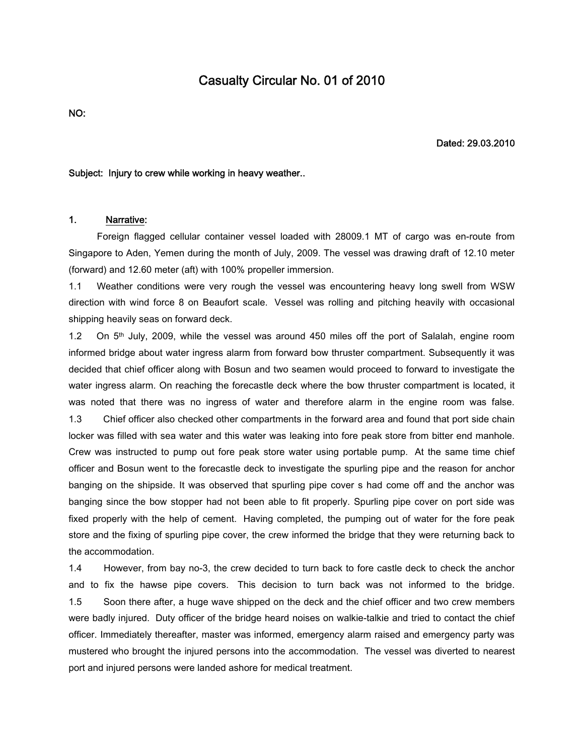# Casualty Circular No. 01 of 2010

**NO:**

**Dated: 29.03.2010**

**Subject: Injury to crew while working in heavy weather..**

**1. Narrative:**

Foreign flagged cellular container vessel loaded with 28009.1 MT of cargo was en-route from Singapore to Aden, Yemen during the month of July, 2009. The vessel was drawing draft of 12.10 meter (forward) and 12.60 meter (aft) with 100% propeller immersion.

1.1 Weather conditions were very rough the vessel was encountering heavy long swell from WSW direction with wind force 8 on Beaufort scale. Vessel was rolling and pitching heavily with occasional shipping heavily seas on forward deck.

1.2 On 5th July, 2009, while the vessel was around 450 miles off the port of Salalah, engine room informed bridge about water ingress alarm from forward bow thruster compartment. Subsequently it was decided that chief officer along with Bosun and two seamen would proceed to forward to investigate the water ingress alarm. On reaching the forecastle deck where the bow thruster compartment is located, it was noted that there was no ingress of water and therefore alarm in the engine room was false.

1.3 Chief officer also checked other compartments in the forward area and found that port side chain locker was filled with sea water and this water was leaking into fore peak store from bitter end manhole. Crew was instructed to pump out fore peak store water using portable pump. At the same time chief officer and Bosun went to the forecastle deck to investigate the spurling pipe and the reason for anchor banging on the shipside. It was observed that spurling pipe cover s had come off and the anchor was banging since the bow stopper had not been able to fit properly. Spurling pipe cover on port side was fixed properly with the help of cement. Having completed, the pumping out of water for the fore peak store and the fixing of spurling pipe cover, the crew informed the bridge that they were returning back to the accommodation.

1.4 However, from bay no-3, the crew decided to turn back to fore castle deck to check the anchor and to fix the hawse pipe covers. This decision to turn back was not informed to the bridge.

1.5 Soon there after, a huge wave shipped on the deck and the chief officer and two crew members were badly injured. Duty officer of the bridge heard noises on walkie-talkie and tried to contact the chief officer. Immediately thereafter, master was informed, emergency alarm raised and emergency party was mustered who brought the injured persons into the accommodation. The vessel was diverted to nearest port and injured persons were landed ashore for medical treatment.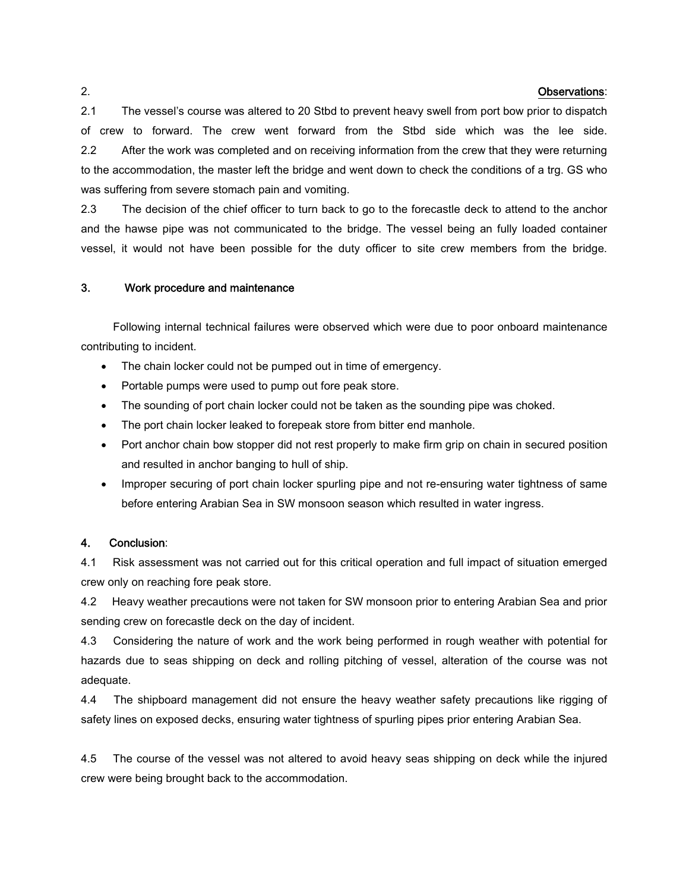## 2. Observations:

2.1 The vessel's course was altered to 20 Stbd to prevent heavy swell from port bow prior to dispatch of crew to forward. The crew went forward from the Stbd side which was the lee side.

2.2 After the work was completed and on receiving information from the crew that they were returning to the accommodation, the master left the bridge and went down to check the conditions of a trg. GS who was suffering from severe stomach pain and vomiting.

2.3 The decision of the chief officer to turn back to go to the forecastle deck to attend to the anchor and the hawse pipe was not communicated to the bridge. The vessel being an fully loaded container vessel, it would not have been possible for the duty officer to site crew members from the bridge.

## 3. Work procedure and maintenance

Following internal technical failures were observed which were due to poor onboard maintenance contributing to incident.

- The chain locker could not be pumped out in time of emergency.
- Portable pumps were used to pump out fore peak store.
- The sounding of port chain locker could not be taken as the sounding pipe was choked.
- The port chain locker leaked to forepeak store from bitter end manhole.
- Port anchor chain bow stopper did not rest properly to make firm grip on chain in secured position and resulted in anchor banging to hull of ship.
- Improper securing of port chain locker spurling pipe and not re-ensuring water tightness of same before entering Arabian Sea in SW monsoon season which resulted in water ingress.

## 4. Conclusion:

4.1 Risk assessment was not carried out for this critical operation and full impact of situation emerged crew only on reaching fore peak store.

4.2 Heavy weather precautions were not taken for SW monsoon prior to entering Arabian Sea and prior sending crew on forecastle deck on the day of incident.

4.3 Considering the nature of work and the work being performed in rough weather with potential for hazards due to seas shipping on deck and rolling pitching of vessel, alteration of the course was not adequate.

4.4 The shipboard management did not ensure the heavy weather safety precautions like rigging of safety lines on exposed decks, ensuring water tightness of spurling pipes prior entering Arabian Sea.

4.5 The course of the vessel was not altered to avoid heavy seas shipping on deck while the injured crew were being brought back to the accommodation.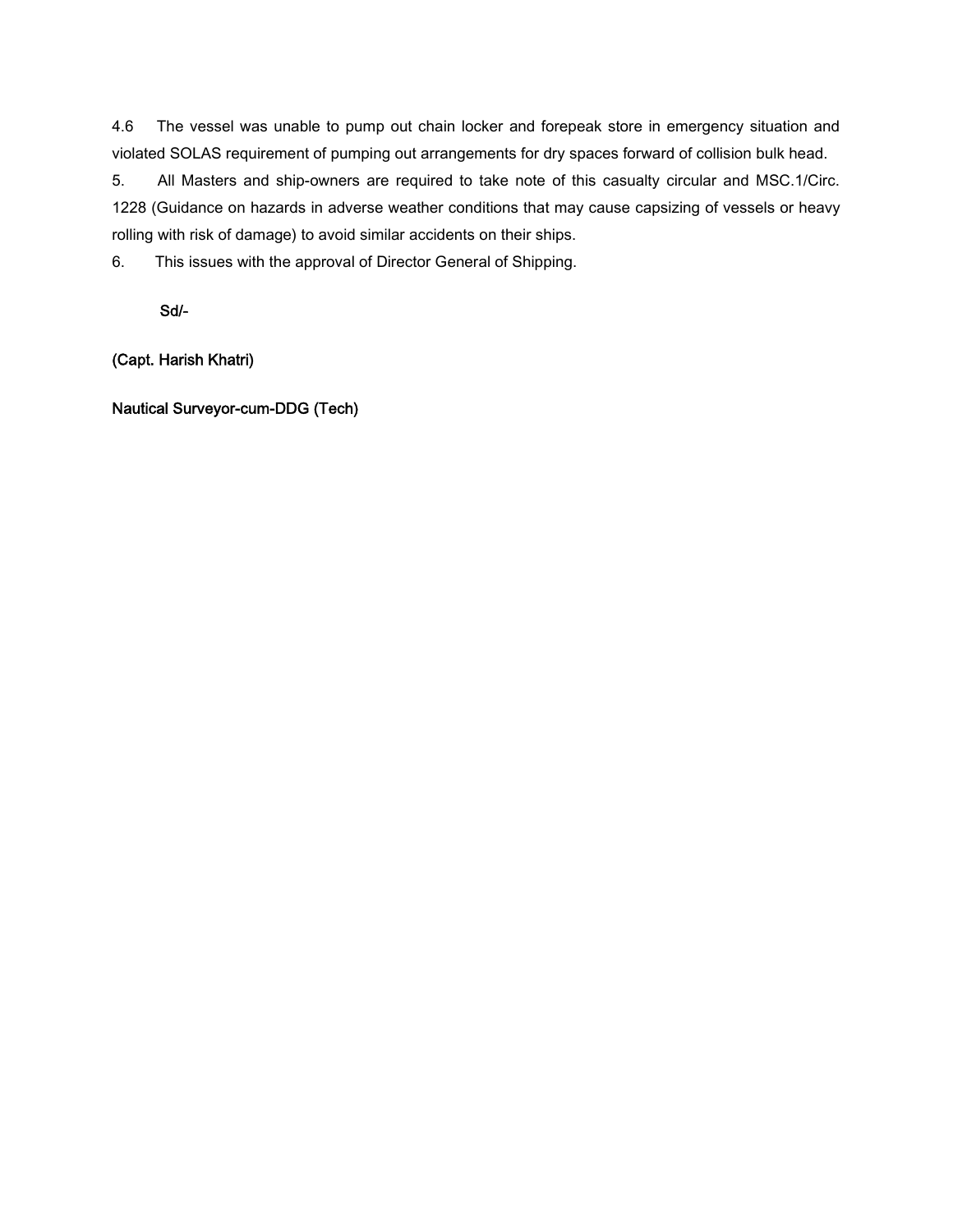4.6 The vessel was unable to pump out chain locker and forepeak store in emergency situation and violated SOLAS requirement of pumping out arrangements for dry spaces forward of collision bulk head.

5. All Masters and ship-owners are required to take note of this casualty circular and MSC.1/Circ. 1228 (Guidance on hazards in adverse weather conditions that may cause capsizing of vessels or heavy rolling with risk of damage) to avoid similar accidents on their ships.

6. This issues with the approval of Director General of Shipping.

Sd/-

(Capt. Harish Khatri)

Nautical Surveyor-cum-DDG (Tech)